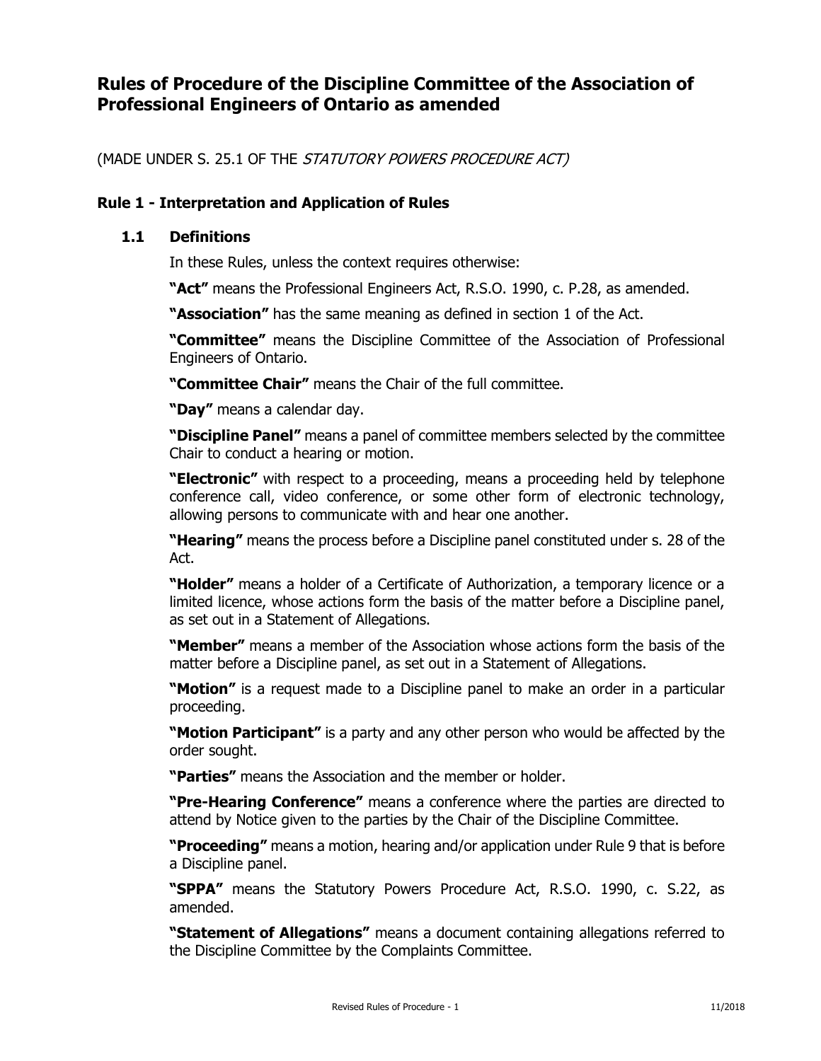# Rules of Procedure of the Discipline Committee of the Association of Professional Engineers of Ontario as amended

(MADE UNDER S. 25.1 OF THE *STATUTORY POWERS PROCEDURE ACT)*

## Rule 1 - Interpretation and Application of Rules

### 1.1 Definitions

In these Rules, unless the context requires otherwise:

**"Act"** means the Professional Engineers Act, R.S.O. 1990, c. P.28, as amended.

**"Association"** has the same meaning as defined in section 1 of the Act.

**"Committee"** means the Discipline Committee of the Association of Professional Engineers of Ontario.

**"Committee Chair"** means the Chair of the full committee.

**"Day"** means a calendar day.

**"Discipline Panel"** means a panel of committee members selected by the committee Chair to conduct a hearing or motion.

**"Electronic"** with respect to a proceeding, means a proceeding held by telephone conference call, video conference, or some other form of electronic technology, allowing persons to communicate with and hear one another.

**"Hearing"** means the process before a Discipline panel constituted under s. 28 of the Act.

**"Holder"** means a holder of a Certificate of Authorization, a temporary licence or a limited licence, whose actions form the basis of the matter before a Discipline panel, as set out in a Statement of Allegations.

**"Member"** means a member of the Association whose actions form the basis of the matter before a Discipline panel, as set out in a Statement of Allegations.

**"Motion"** is a request made to a Discipline panel to make an order in a particular proceeding.

**"Motion Participant"** is a party and any other person who would be affected by the order sought.

**"Parties"** means the Association and the member or holder.

**"Pre-Hearing Conference"** means a conference where the parties are directed to attend by Notice given to the parties by the Chair of the Discipline Committee.

**"Proceeding"** means a motion, hearing and/or application under Rule 9 that is before a Discipline panel.

**"SPPA"** means the Statutory Powers Procedure Act, R.S.O. 1990, c. S.22, as amended.

**"Statement of Allegations"** means a document containing allegations referred to the Discipline Committee by the Complaints Committee.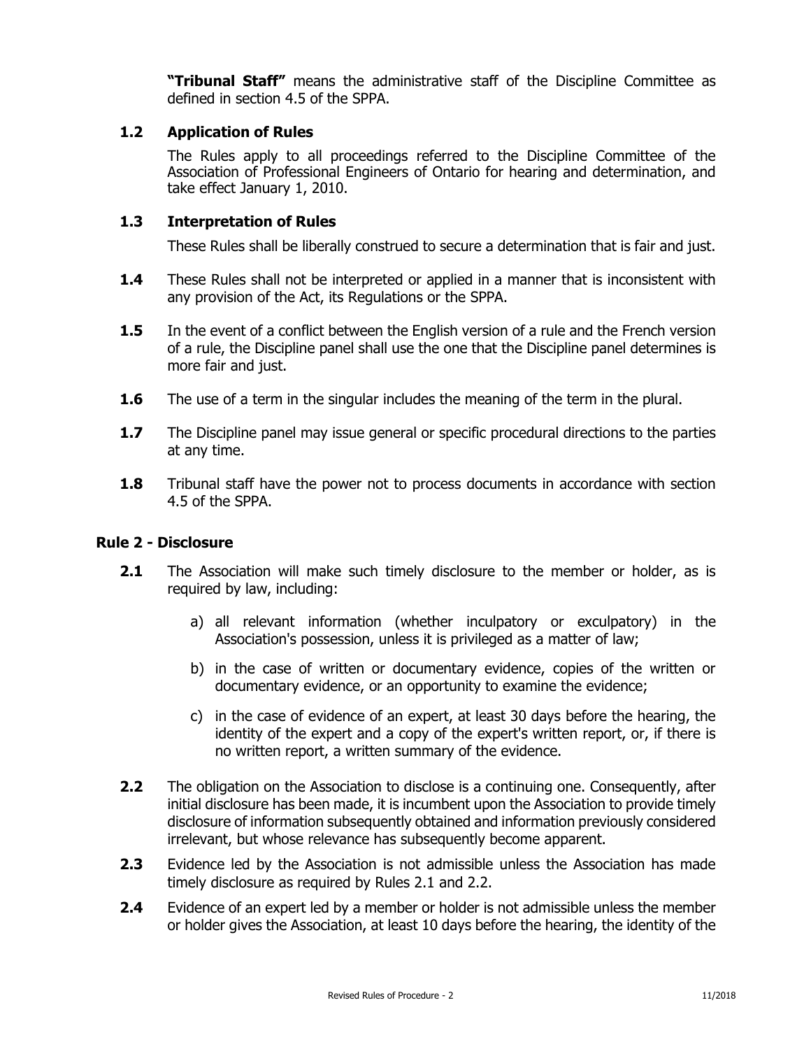**"Tribunal Staff"** means the administrative staff of the Discipline Committee as defined in section 4.5 of the SPPA.

### 1.2 Application of Rules

The Rules apply to all proceedings referred to the Discipline Committee of the Association of Professional Engineers of Ontario for hearing and determination, and take effect January 1, 2010.

### 1.3 Interpretation of Rules

These Rules shall be liberally construed to secure a determination that is fair and just.

**1.4** These Rules shall not be interpreted or applied in a manner that is inconsistent with any provision of the Act, its Regulations or the SPPA.

**1.5** In the event of a conflict between the English version of a rule and the French version of a rule, the Discipline panel shall use the one that the Discipline panel determines is more fair and just.

**1.6** The use of a term in the singular includes the meaning of the term in the plural.

**1.7** The Discipline panel may issue general or specific procedural directions to the parties at any time.

**1.8** Tribunal staff have the power not to process documents in accordance with section 4.5 of the SPPA.

## Rule 2 - Disclosure

**2.1** The Association will make such timely disclosure to the member or holder, as is required by law, including:

a) all relevant information (whether inculpatory or exculpatory) in the Association's possession, unless it is privileged as a matter of law;

b) in the case of written or documentary evidence, copies of the written or documentary evidence, or an opportunity to examine the evidence;

c) in the case of evidence of an expert, at least 30 days before the hearing, the identity of the expert and a copy of the expert's written report, or, if there is no written report, a written summary of the evidence.

**2.2** The obligation on the Association to disclose is a continuing one. Consequently, after initial disclosure has been made, it is incumbent upon the Association to provide timely disclosure of information subsequently obtained and information previously considered irrelevant, but whose relevance has subsequently become apparent.

**2.3** Evidence led by the Association is not admissible unless the Association has made timely disclosure as required by Rules 2.1 and 2.2.

**2.4** Evidence of an expert led by a member or holder is not admissible unless the member or holder gives the Association, at least 10 days before the hearing, the identity of the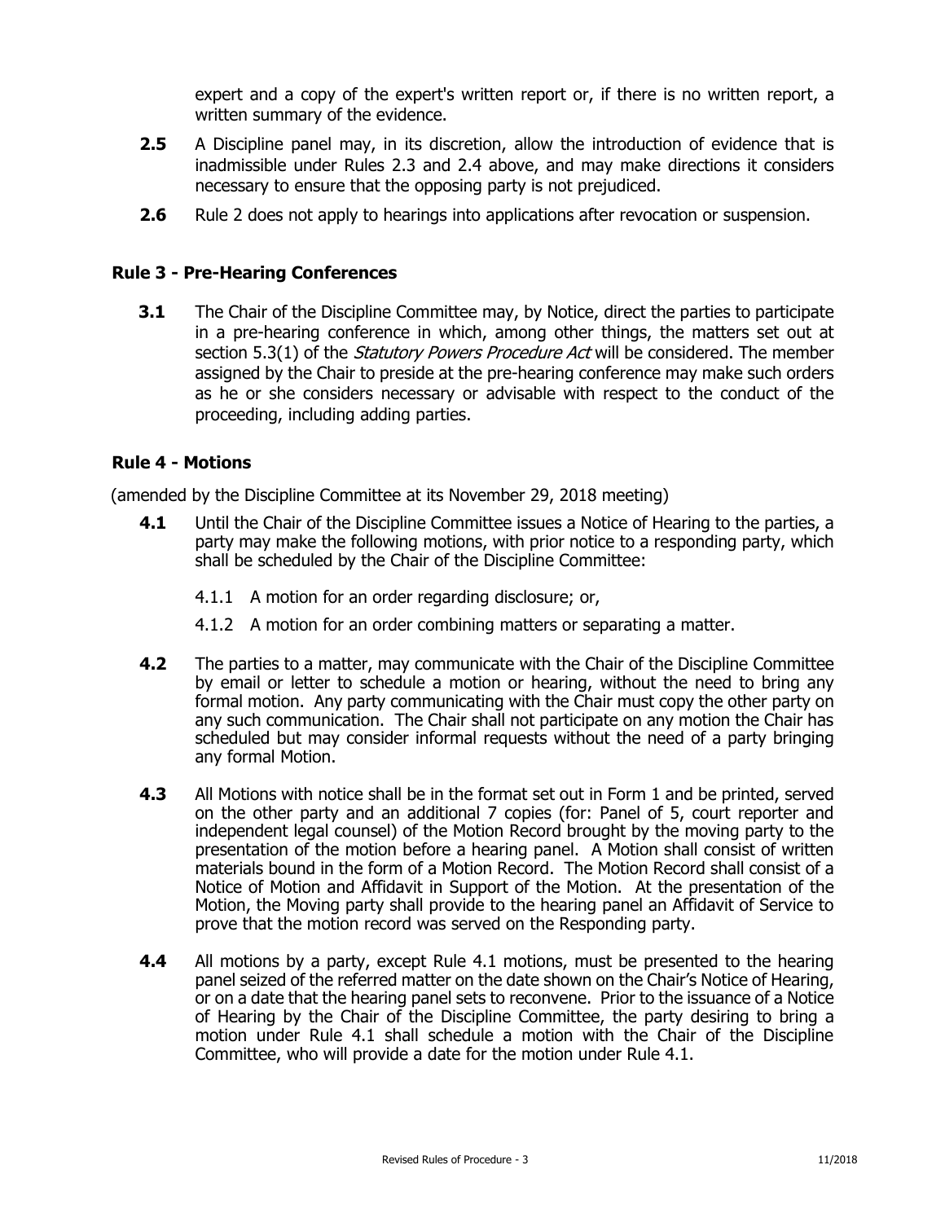expert and a copy of the expert's written report or, if there is no written report, a written summary of the evidence.

**2.5** A Discipline panel may, in its discretion, allow the introduction of evidence that is inadmissible under Rules 2.3 and 2.4 above, and may make directions it considers necessary to ensure that the opposing party is not prejudiced.

**2.6** Rule 2 does not apply to hearings into applications after revocation or suspension.

### Rule 3 - Pre-Hearing Conferences

**3.1** The Chair of the Discipline Committee may, by Notice, direct the parties to participate in a pre-hearing conference in which, among other things, the matters set out at section 5.3(1) of the *Statutory Powers Procedure Act* will be considered. The member assigned by the Chair to preside at the pre-hearing conference may make such orders as he or she considers necessary or advisable with respect to the conduct of the proceeding, including adding parties.

### Rule 4 - Motions

(amended by the Discipline Committee at its November 29, 2018 meeting)

**4.1** Until the Chair of the Discipline Committee issues a Notice of Hearing to the parties, a party may make the following motions, with prior notice to a responding party, which shall be scheduled by the Chair of the Discipline Committee:

4.1.1 A motion for an order regarding disclosure; or,

4.1.2 A motion for an order combining matters or separating a matter.

**4.2** The parties to a matter, may communicate with the Chair of the Discipline Committee by email or letter to schedule a motion or hearing, without the need to bring any formal motion. Any party communicating with the Chair must copy the other party on any such communication. The Chair shall not participate on any motion the Chair has scheduled but may consider informal requests without the need of a party bringing any formal Motion.

**4.3** All Motions with notice shall be in the format set out in Form 1 and be printed, served on the other party and an additional 7 copies (for: Panel of 5, court reporter and independent legal counsel) of the Motion Record brought by the moving party to the presentation of the motion before a hearing panel. A Motion shall consist of written materials bound in the form of a Motion Record. The Motion Record shall consist of a Notice of Motion and Affidavit in Support of the Motion. At the presentation of the Motion, the Moving party shall provide to the hearing panel an Affidavit of Service to prove that the motion record was served on the Responding party.

**4.4** All motions by a party, except Rule 4.1 motions, must be presented to the hearing panel seized of the referred matter on the date shown on the Chair's Notice of Hearing, or on a date that the hearing panel sets to reconvene. Prior to the issuance of a Notice of Hearing by the Chair of the Discipline Committee, the party desiring to bring a motion under Rule 4.1 shall schedule a motion with the Chair of the Discipline Committee, who will provide a date for the motion under Rule 4.1.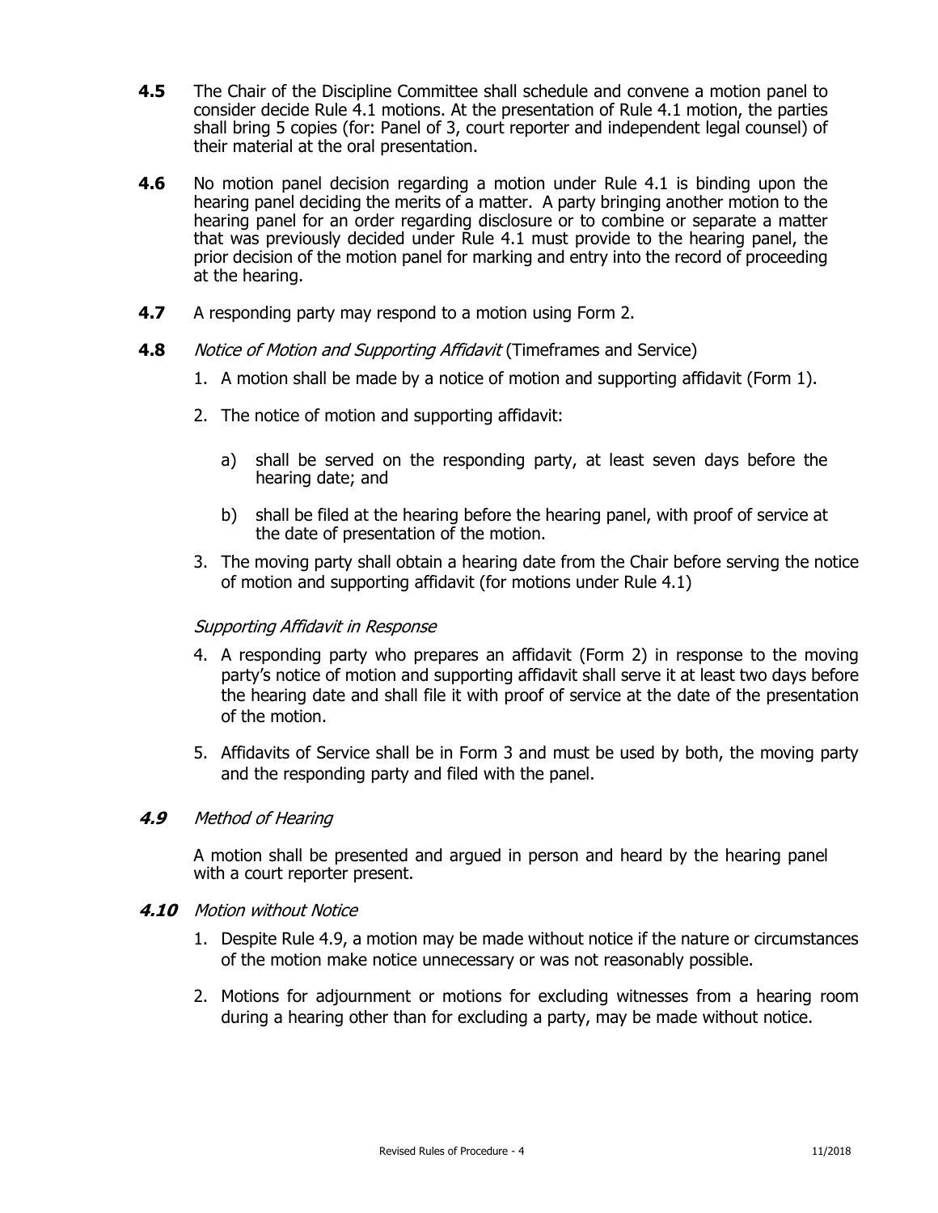**4.5** The Chair of the Discipline Committee shall schedule and convene a motion panel to consider decide Rule 4.1 motions. At the presentation of Rule 4.1 motion, the parties shall bring 5 copies (for: Panel of 3, court reporter and independent legal counsel) of their material at the oral presentation.

**4.6** No motion panel decision regarding a motion under Rule 4.1 is binding upon the hearing panel deciding the merits of a matter. A party bringing another motion to the hearing panel for an order regarding disclosure or to combine or separate a matter that was previously decided under Rule 4.1 must provide to the hearing panel, the prior decision of the motion panel for marking and entry into the record of proceeding at the hearing.

**4.7** A responding party may respond to a motion using Form 2.

**4.8** *Notice of Motion and Supporting Affidavit* (Timeframes and Service)

1. A motion shall be made by a notice of motion and supporting affidavit (Form 1).
2. The notice of motion and supporting affidavit:
   a) shall be served on the responding party, at least seven days before the hearing date; and
   b) shall be filed at the hearing before the hearing panel, with proof of service at the date of presentation of the motion.
3. The moving party shall obtain a hearing date from the Chair before serving the notice of motion and supporting affidavit (for motions under Rule 4.1)

*Supporting Affidavit in Response*

4. A responding party who prepares an affidavit (Form 2) in response to the moving party's notice of motion and supporting affidavit shall serve it at least two days before the hearing date and shall file it with proof of service at the date of the presentation of the motion.
5. Affidavits of Service shall be in Form 3 and must be used by both, the moving party and the responding party and filed with the panel.

***4.9*** *Method of Hearing*

A motion shall be presented and argued in person and heard by the hearing panel with a court reporter present.

***4.10*** *Motion without Notice*

1. Despite Rule 4.9, a motion may be made without notice if the nature or circumstances of the motion make notice unnecessary or was not reasonably possible.
2. Motions for adjournment or motions for excluding witnesses from a hearing room during a hearing other than for excluding a party, may be made without notice.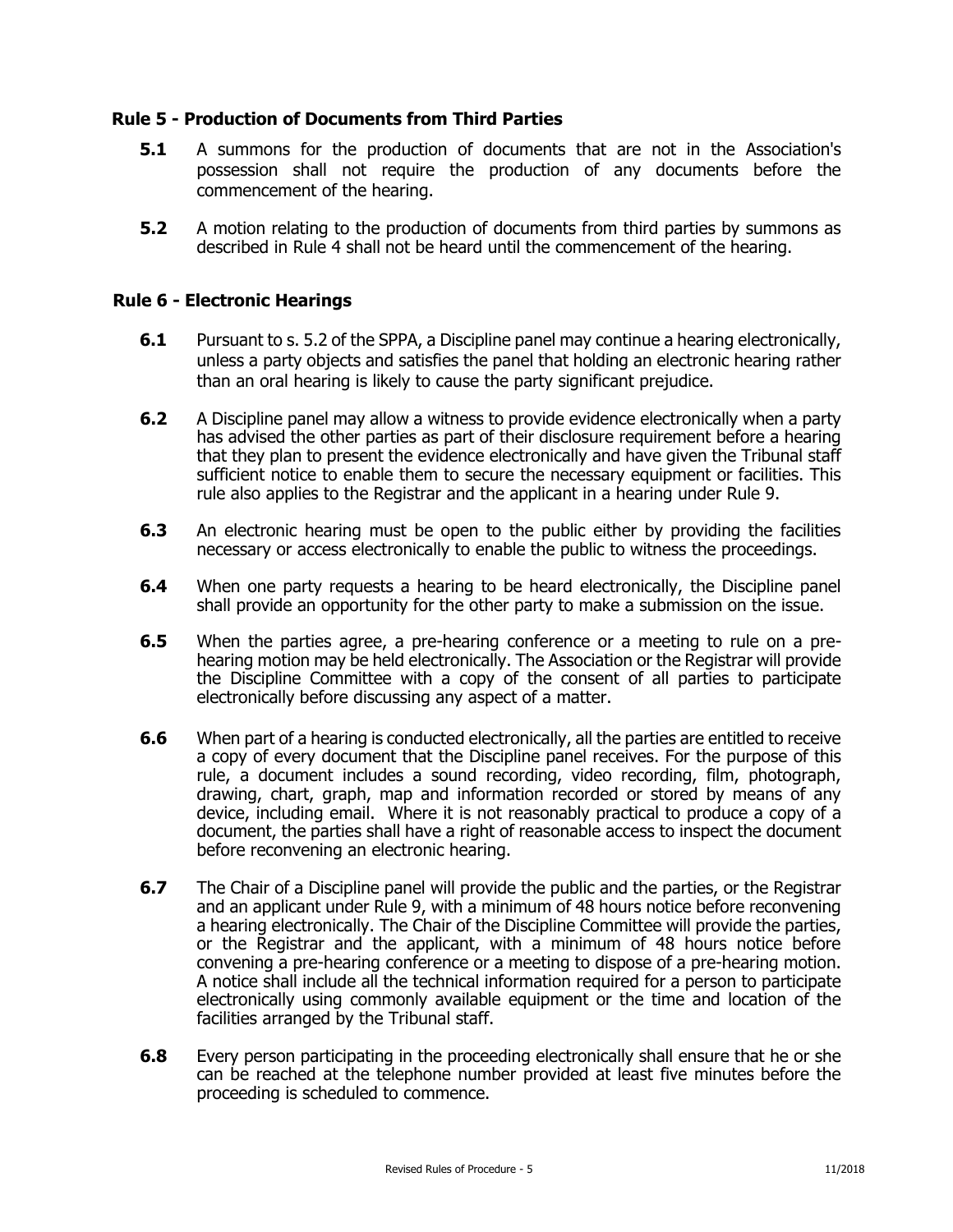## Rule 5 - Production of Documents from Third Parties

**5.1** A summons for the production of documents that are not in the Association's possession shall not require the production of any documents before the commencement of the hearing.

**5.2** A motion relating to the production of documents from third parties by summons as described in Rule 4 shall not be heard until the commencement of the hearing.

## Rule 6 - Electronic Hearings

**6.1** Pursuant to s. 5.2 of the SPPA, a Discipline panel may continue a hearing electronically, unless a party objects and satisfies the panel that holding an electronic hearing rather than an oral hearing is likely to cause the party significant prejudice.

**6.2** A Discipline panel may allow a witness to provide evidence electronically when a party has advised the other parties as part of their disclosure requirement before a hearing that they plan to present the evidence electronically and have given the Tribunal staff sufficient notice to enable them to secure the necessary equipment or facilities. This rule also applies to the Registrar and the applicant in a hearing under Rule 9.

**6.3** An electronic hearing must be open to the public either by providing the facilities necessary or access electronically to enable the public to witness the proceedings.

**6.4** When one party requests a hearing to be heard electronically, the Discipline panel shall provide an opportunity for the other party to make a submission on the issue.

**6.5** When the parties agree, a pre-hearing conference or a meeting to rule on a pre-hearing motion may be held electronically. The Association or the Registrar will provide the Discipline Committee with a copy of the consent of all parties to participate electronically before discussing any aspect of a matter.

**6.6** When part of a hearing is conducted electronically, all the parties are entitled to receive a copy of every document that the Discipline panel receives. For the purpose of this rule, a document includes a sound recording, video recording, film, photograph, drawing, chart, graph, map and information recorded or stored by means of any device, including email. Where it is not reasonably practical to produce a copy of a document, the parties shall have a right of reasonable access to inspect the document before reconvening an electronic hearing.

**6.7** The Chair of a Discipline panel will provide the public and the parties, or the Registrar and an applicant under Rule 9, with a minimum of 48 hours notice before reconvening a hearing electronically. The Chair of the Discipline Committee will provide the parties, or the Registrar and the applicant, with a minimum of 48 hours notice before convening a pre-hearing conference or a meeting to dispose of a pre-hearing motion. A notice shall include all the technical information required for a person to participate electronically using commonly available equipment or the time and location of the facilities arranged by the Tribunal staff.

**6.8** Every person participating in the proceeding electronically shall ensure that he or she can be reached at the telephone number provided at least five minutes before the proceeding is scheduled to commence.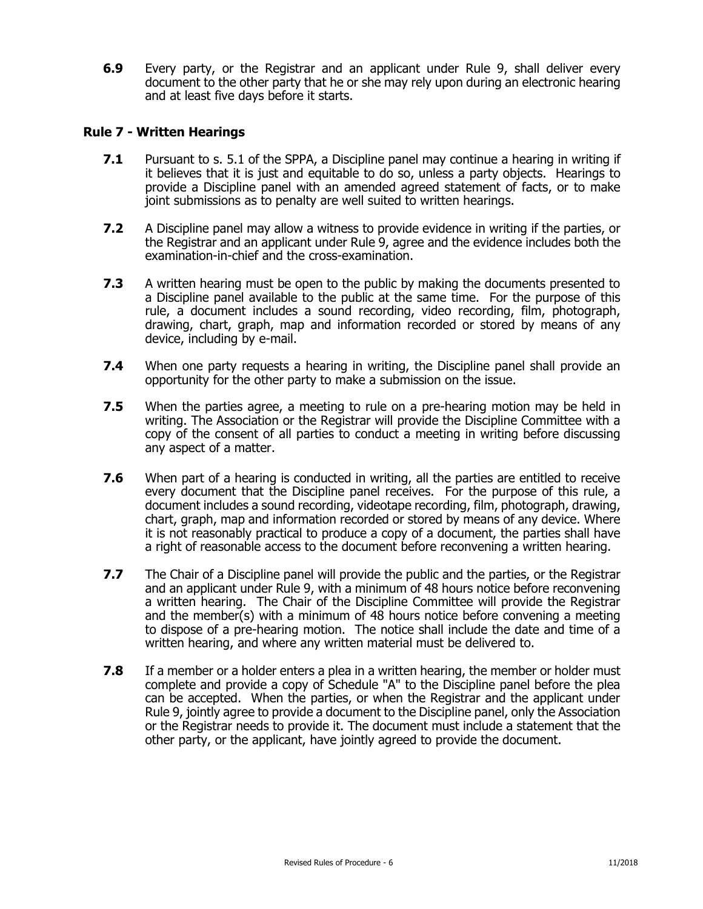**6.9** Every party, or the Registrar and an applicant under Rule 9, shall deliver every document to the other party that he or she may rely upon during an electronic hearing and at least five days before it starts.

## Rule 7 - Written Hearings

**7.1** Pursuant to s. 5.1 of the SPPA, a Discipline panel may continue a hearing in writing if it believes that it is just and equitable to do so, unless a party objects. Hearings to provide a Discipline panel with an amended agreed statement of facts, or to make joint submissions as to penalty are well suited to written hearings.

**7.2** A Discipline panel may allow a witness to provide evidence in writing if the parties, or the Registrar and an applicant under Rule 9, agree and the evidence includes both the examination-in-chief and the cross-examination.

**7.3** A written hearing must be open to the public by making the documents presented to a Discipline panel available to the public at the same time. For the purpose of this rule, a document includes a sound recording, video recording, film, photograph, drawing, chart, graph, map and information recorded or stored by means of any device, including by e-mail.

**7.4** When one party requests a hearing in writing, the Discipline panel shall provide an opportunity for the other party to make a submission on the issue.

**7.5** When the parties agree, a meeting to rule on a pre-hearing motion may be held in writing. The Association or the Registrar will provide the Discipline Committee with a copy of the consent of all parties to conduct a meeting in writing before discussing any aspect of a matter.

**7.6** When part of a hearing is conducted in writing, all the parties are entitled to receive every document that the Discipline panel receives. For the purpose of this rule, a document includes a sound recording, videotape recording, film, photograph, drawing, chart, graph, map and information recorded or stored by means of any device. Where it is not reasonably practical to produce a copy of a document, the parties shall have a right of reasonable access to the document before reconvening a written hearing.

**7.7** The Chair of a Discipline panel will provide the public and the parties, or the Registrar and an applicant under Rule 9, with a minimum of 48 hours notice before reconvening a written hearing. The Chair of the Discipline Committee will provide the Registrar and the member(s) with a minimum of 48 hours notice before convening a meeting to dispose of a pre-hearing motion. The notice shall include the date and time of a written hearing, and where any written material must be delivered to.

**7.8** If a member or a holder enters a plea in a written hearing, the member or holder must complete and provide a copy of Schedule "A" to the Discipline panel before the plea can be accepted. When the parties, or when the Registrar and the applicant under Rule 9, jointly agree to provide a document to the Discipline panel, only the Association or the Registrar needs to provide it. The document must include a statement that the other party, or the applicant, have jointly agreed to provide the document.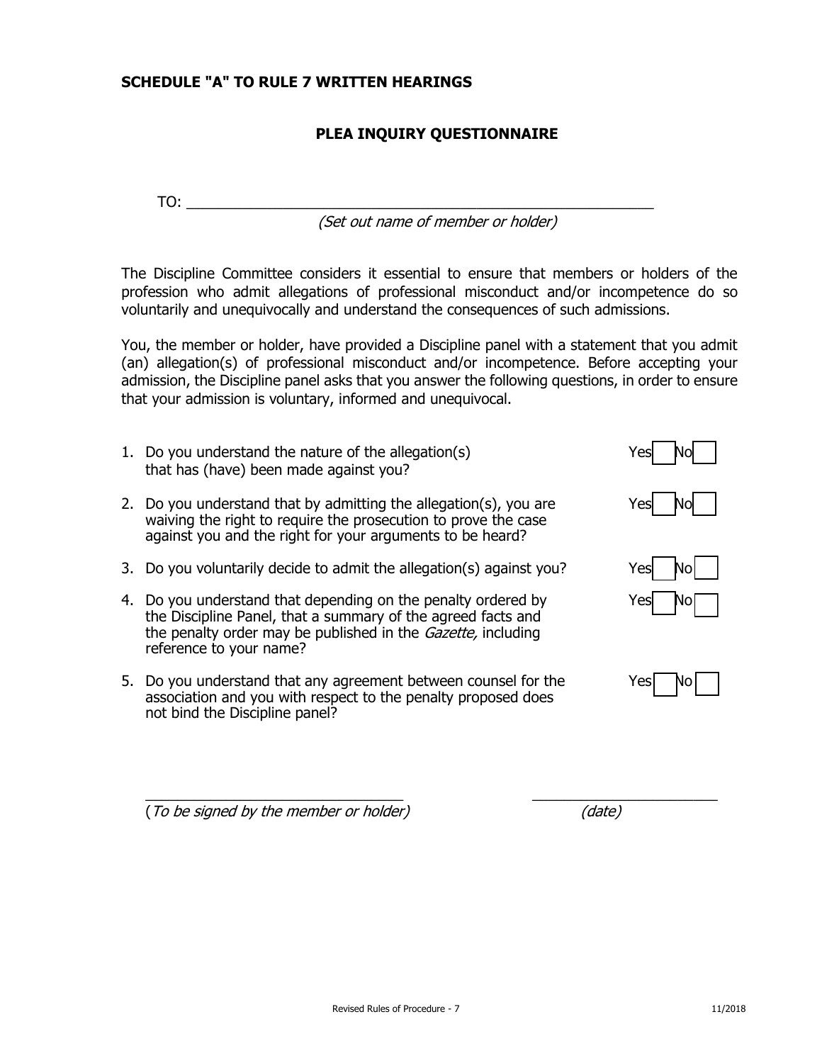**SCHEDULE "A" TO RULE 7 WRITTEN HEARINGS**

**PLEA INQUIRY QUESTIONNAIRE**

TO: ______________________________________________________
*(Set out name of member or holder)*

The Discipline Committee considers it essential to ensure that members or holders of the profession who admit allegations of professional misconduct and/or incompetence do so voluntarily and unequivocally and understand the consequences of such admissions.

You, the member or holder, have provided a Discipline panel with a statement that you admit (an) allegation(s) of professional misconduct and/or incompetence. Before accepting your admission, the Discipline panel asks that you answer the following questions, in order to ensure that your admission is voluntary, informed and unequivocal.

1. Do you understand the nature of the allegation(s) that has (have) been made against you? Yes ☐ No ☐

2. Do you understand that by admitting the allegation(s), you are waiving the right to require the prosecution to prove the case against you and the right for your arguments to be heard? Yes ☐ No ☐

3. Do you voluntarily decide to admit the allegation(s) against you? Yes ☐ No ☐

4. Do you understand that depending on the penalty ordered by the Discipline Panel, that a summary of the agreed facts and the penalty order may be published in the *Gazette,* including reference to your name? Yes ☐ No ☐

5. Do you understand that any agreement between counsel for the association and you with respect to the penalty proposed does not bind the Discipline panel? Yes ☐ No ☐

________________________________ ________________________
(*To be signed by the member or holder*) *(date)*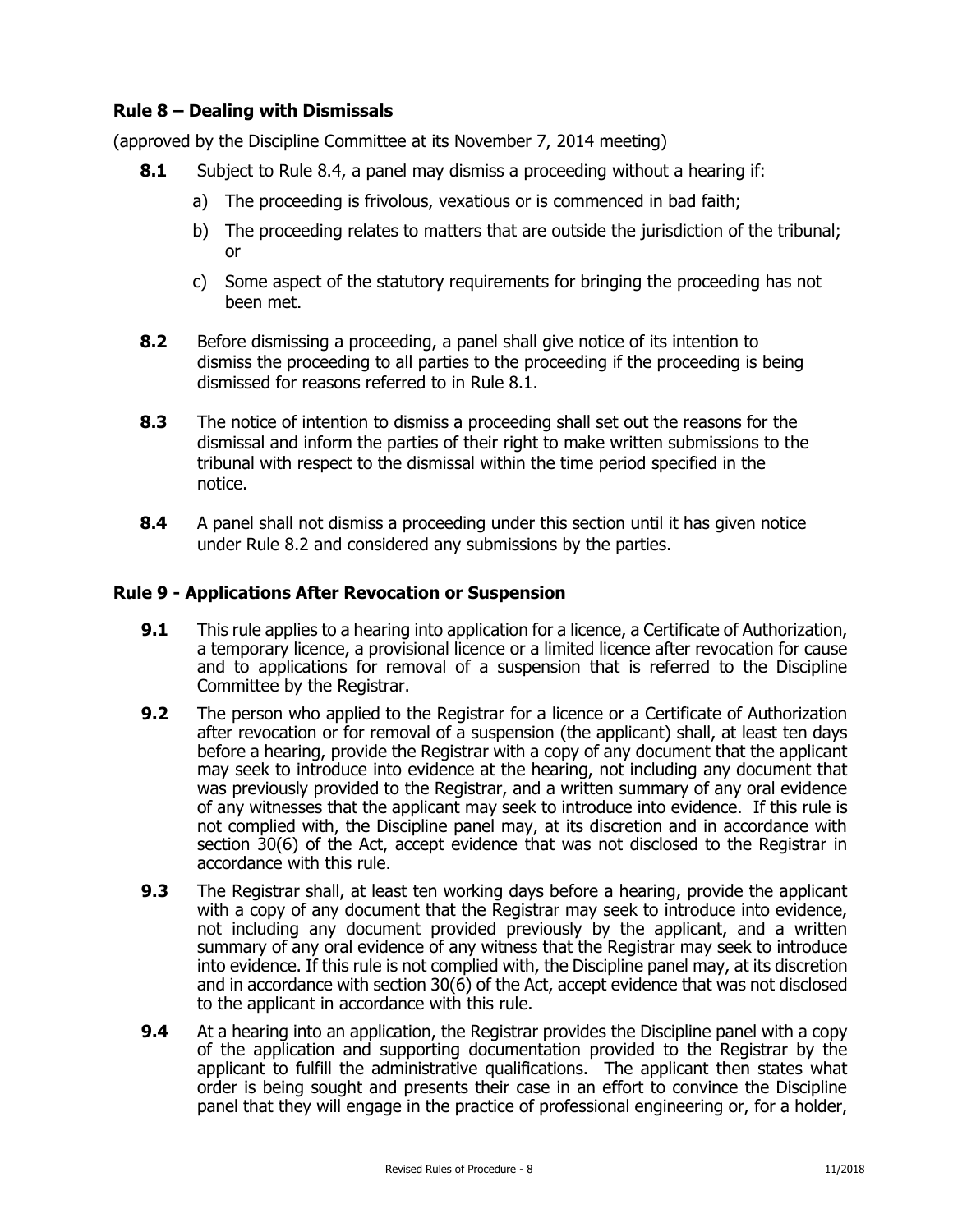### Rule 8 – Dealing with Dismissals

(approved by the Discipline Committee at its November 7, 2014 meeting)

**8.1** Subject to Rule 8.4, a panel may dismiss a proceeding without a hearing if:

a) The proceeding is frivolous, vexatious or is commenced in bad faith;

b) The proceeding relates to matters that are outside the jurisdiction of the tribunal; or

c) Some aspect of the statutory requirements for bringing the proceeding has not been met.

**8.2** Before dismissing a proceeding, a panel shall give notice of its intention to dismiss the proceeding to all parties to the proceeding if the proceeding is being dismissed for reasons referred to in Rule 8.1.

**8.3** The notice of intention to dismiss a proceeding shall set out the reasons for the dismissal and inform the parties of their right to make written submissions to the tribunal with respect to the dismissal within the time period specified in the notice.

**8.4** A panel shall not dismiss a proceeding under this section until it has given notice under Rule 8.2 and considered any submissions by the parties.

### Rule 9 - Applications After Revocation or Suspension

**9.1** This rule applies to a hearing into application for a licence, a Certificate of Authorization, a temporary licence, a provisional licence or a limited licence after revocation for cause and to applications for removal of a suspension that is referred to the Discipline Committee by the Registrar.

**9.2** The person who applied to the Registrar for a licence or a Certificate of Authorization after revocation or for removal of a suspension (the applicant) shall, at least ten days before a hearing, provide the Registrar with a copy of any document that the applicant may seek to introduce into evidence at the hearing, not including any document that was previously provided to the Registrar, and a written summary of any oral evidence of any witnesses that the applicant may seek to introduce into evidence. If this rule is not complied with, the Discipline panel may, at its discretion and in accordance with section 30(6) of the Act, accept evidence that was not disclosed to the Registrar in accordance with this rule.

**9.3** The Registrar shall, at least ten working days before a hearing, provide the applicant with a copy of any document that the Registrar may seek to introduce into evidence, not including any document provided previously by the applicant, and a written summary of any oral evidence of any witness that the Registrar may seek to introduce into evidence. If this rule is not complied with, the Discipline panel may, at its discretion and in accordance with section 30(6) of the Act, accept evidence that was not disclosed to the applicant in accordance with this rule.

**9.4** At a hearing into an application, the Registrar provides the Discipline panel with a copy of the application and supporting documentation provided to the Registrar by the applicant to fulfill the administrative qualifications. The applicant then states what order is being sought and presents their case in an effort to convince the Discipline panel that they will engage in the practice of professional engineering or, for a holder,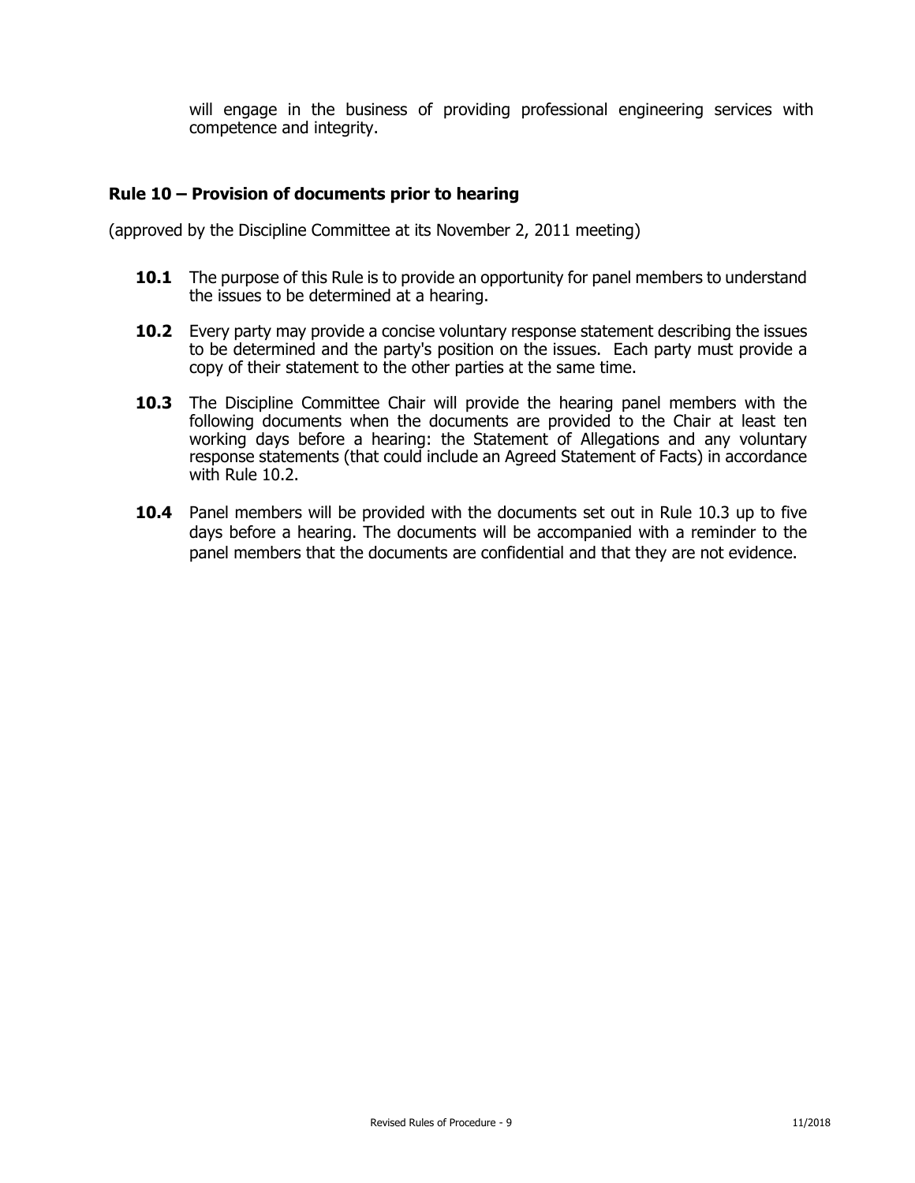will engage in the business of providing professional engineering services with competence and integrity.

## Rule 10 – Provision of documents prior to hearing

(approved by the Discipline Committee at its November 2, 2011 meeting)

**10.1** The purpose of this Rule is to provide an opportunity for panel members to understand the issues to be determined at a hearing.

**10.2** Every party may provide a concise voluntary response statement describing the issues to be determined and the party's position on the issues. Each party must provide a copy of their statement to the other parties at the same time.

**10.3** The Discipline Committee Chair will provide the hearing panel members with the following documents when the documents are provided to the Chair at least ten working days before a hearing: the Statement of Allegations and any voluntary response statements (that could include an Agreed Statement of Facts) in accordance with Rule 10.2.

**10.4** Panel members will be provided with the documents set out in Rule 10.3 up to five days before a hearing. The documents will be accompanied with a reminder to the panel members that the documents are confidential and that they are not evidence.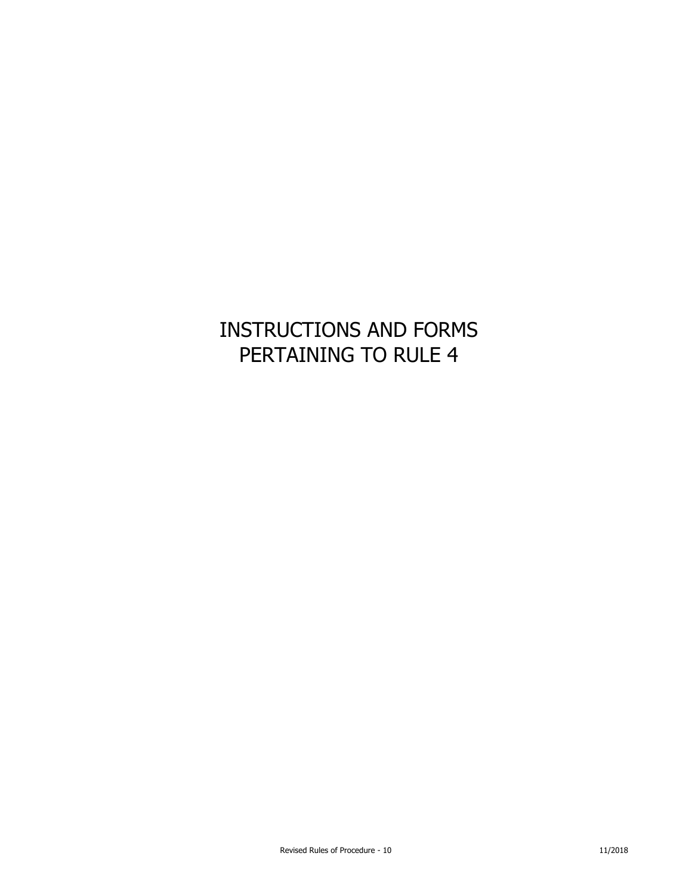# INSTRUCTIONS AND FORMS PERTAINING TO RULE 4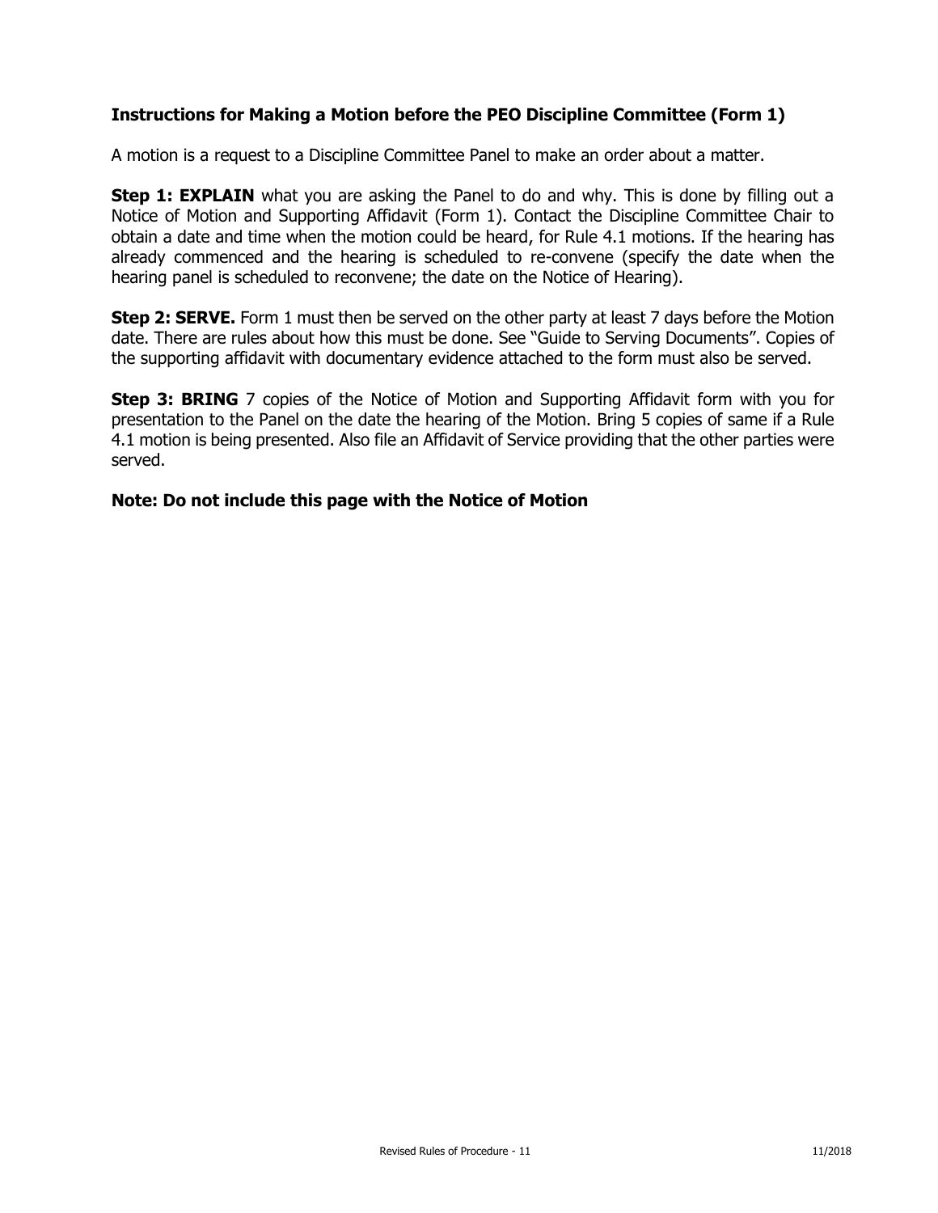### Instructions for Making a Motion before the PEO Discipline Committee (Form 1)

A motion is a request to a Discipline Committee Panel to make an order about a matter.

**Step 1: EXPLAIN** what you are asking the Panel to do and why. This is done by filling out a Notice of Motion and Supporting Affidavit (Form 1). Contact the Discipline Committee Chair to obtain a date and time when the motion could be heard, for Rule 4.1 motions. If the hearing has already commenced and the hearing is scheduled to re-convene (specify the date when the hearing panel is scheduled to reconvene; the date on the Notice of Hearing).

**Step 2: SERVE.** Form 1 must then be served on the other party at least 7 days before the Motion date. There are rules about how this must be done. See "Guide to Serving Documents". Copies of the supporting affidavit with documentary evidence attached to the form must also be served.

**Step 3: BRING** 7 copies of the Notice of Motion and Supporting Affidavit form with you for presentation to the Panel on the date the hearing of the Motion. Bring 5 copies of same if a Rule 4.1 motion is being presented. Also file an Affidavit of Service providing that the other parties were served.

**Note: Do not include this page with the Notice of Motion**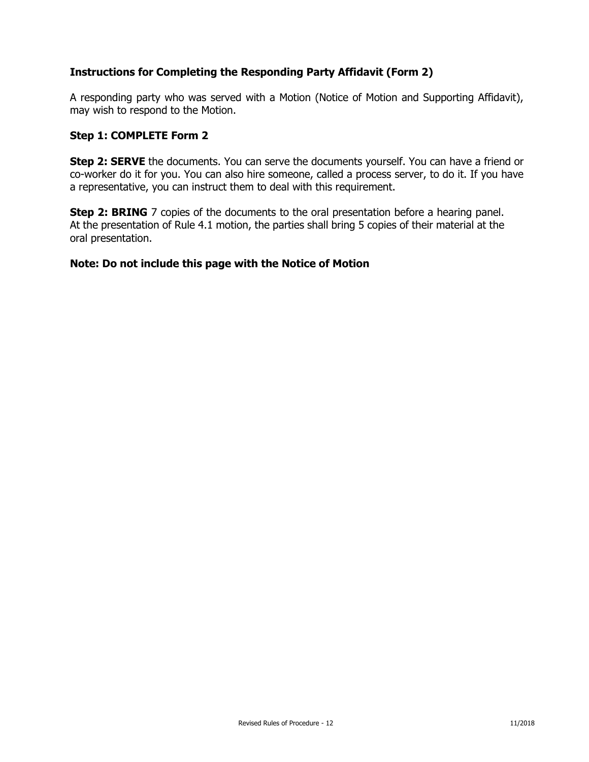### Instructions for Completing the Responding Party Affidavit (Form 2)

A responding party who was served with a Motion (Notice of Motion and Supporting Affidavit), may wish to respond to the Motion.

**Step 1: COMPLETE Form 2**

**Step 2: SERVE** the documents. You can serve the documents yourself. You can have a friend or co-worker do it for you. You can also hire someone, called a process server, to do it. If you have a representative, you can instruct them to deal with this requirement.

**Step 2: BRING** 7 copies of the documents to the oral presentation before a hearing panel. At the presentation of Rule 4.1 motion, the parties shall bring 5 copies of their material at the oral presentation.

**Note: Do not include this page with the Notice of Motion**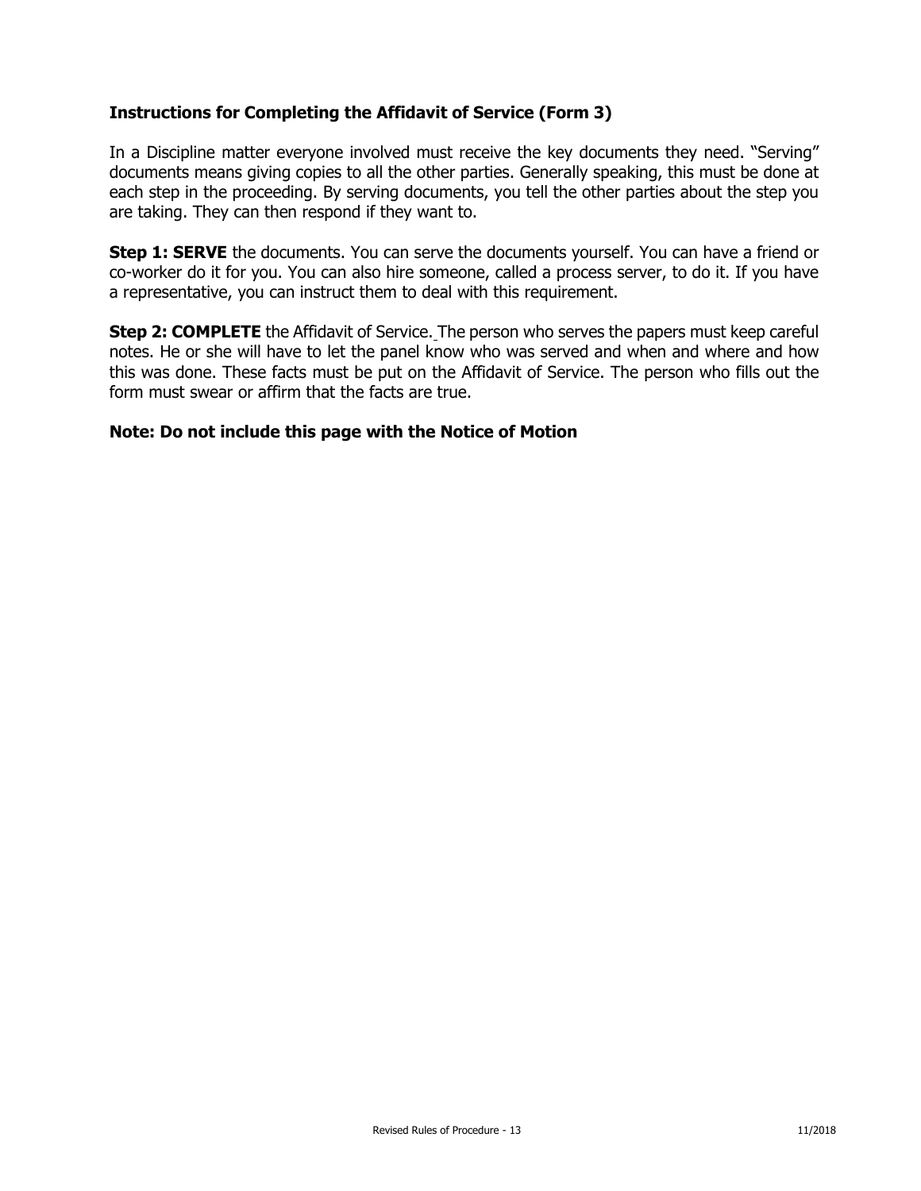### Instructions for Completing the Affidavit of Service (Form 3)

In a Discipline matter everyone involved must receive the key documents they need. "Serving" documents means giving copies to all the other parties. Generally speaking, this must be done at each step in the proceeding. By serving documents, you tell the other parties about the step you are taking. They can then respond if they want to.

**Step 1: SERVE** the documents. You can serve the documents yourself. You can have a friend or co-worker do it for you. You can also hire someone, called a process server, to do it. If you have a representative, you can instruct them to deal with this requirement.

**Step 2: COMPLETE** the Affidavit of Service. The person who serves the papers must keep careful notes. He or she will have to let the panel know who was served and when and where and how this was done. These facts must be put on the Affidavit of Service. The person who fills out the form must swear or affirm that the facts are true.

**Note: Do not include this page with the Notice of Motion**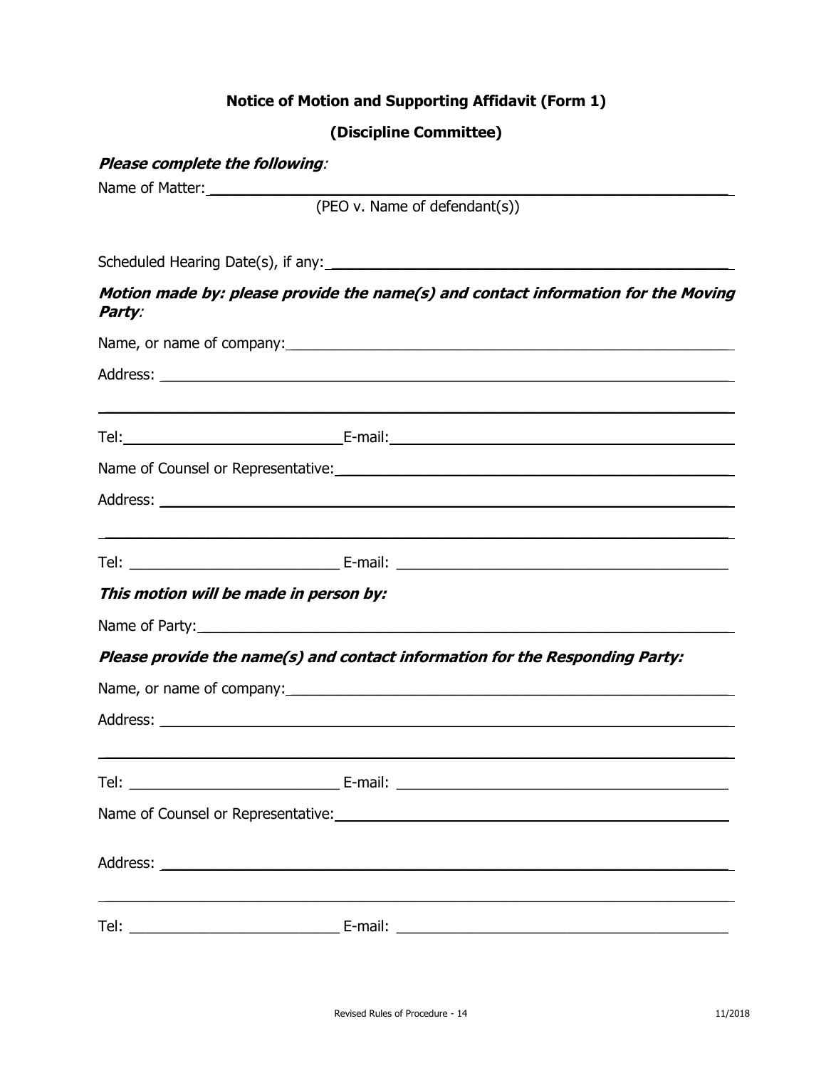## Notice of Motion and Supporting Affidavit (Form 1)

## (Discipline Committee)

***Please complete the following:***

Name of Matter: ______________________________________________
(PEO v. Name of defendant(s))

Scheduled Hearing Date(s), if any: ______________________________________________

***Motion made by: please provide the name(s) and contact information for the Moving Party:***

Name, or name of company: ______________________________________________

Address: ______________________________________________

______________________________________________

Tel: ____________________ E-mail: ______________________________

Name of Counsel or Representative: ______________________________________________

Address: ______________________________________________

______________________________________________

Tel: ____________________ E-mail: ______________________________

***This motion will be made in person by:***

Name of Party: ______________________________________________

***Please provide the name(s) and contact information for the Responding Party:***

Name, or name of company: ______________________________________________

Address: ______________________________________________

______________________________________________

Tel: ____________________ E-mail: ______________________________

Name of Counsel or Representative: ______________________________________________

Address: ______________________________________________

______________________________________________

Tel: ____________________ E-mail: ______________________________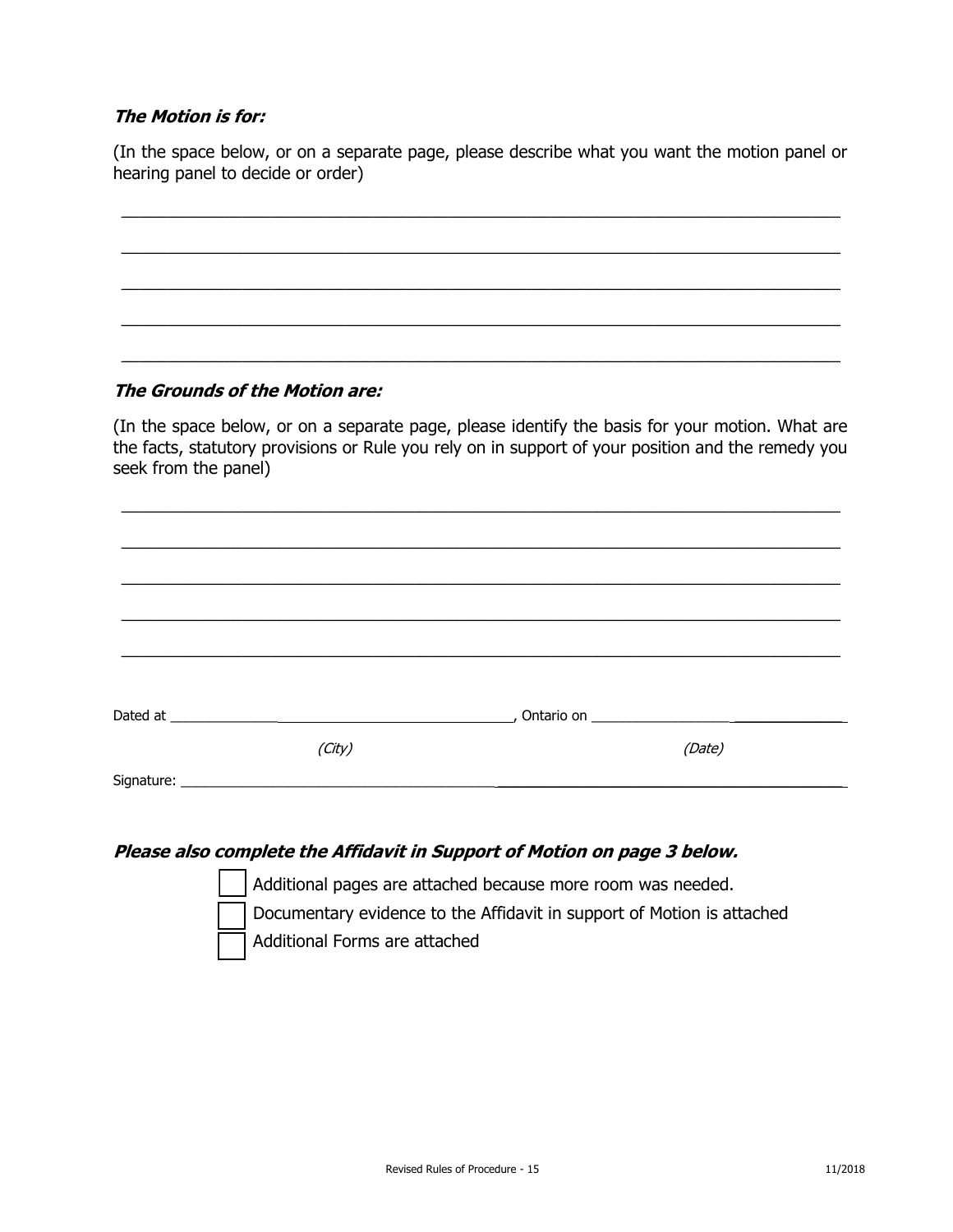***The Motion is for:***

(In the space below, or on a separate page, please describe what you want the motion panel or hearing panel to decide or order)

______________________________________________________________________________

______________________________________________________________________________

______________________________________________________________________________

______________________________________________________________________________

______________________________________________________________________________

***The Grounds of the Motion are:***

(In the space below, or on a separate page, please identify the basis for your motion. What are the facts, statutory provisions or Rule you rely on in support of your position and the remedy you seek from the panel)

______________________________________________________________________________

______________________________________________________________________________

______________________________________________________________________________

______________________________________________________________________________

______________________________________________________________________________

Dated at ______________________________________________, Ontario on _________________________________

*(City)* *(Date)*

Signature: ______________________________________________________________________________

***Please also complete the Affidavit in Support of Motion on page 3 below.***

☐ Additional pages are attached because more room was needed.

☐ Documentary evidence to the Affidavit in support of Motion is attached

☐ Additional Forms are attached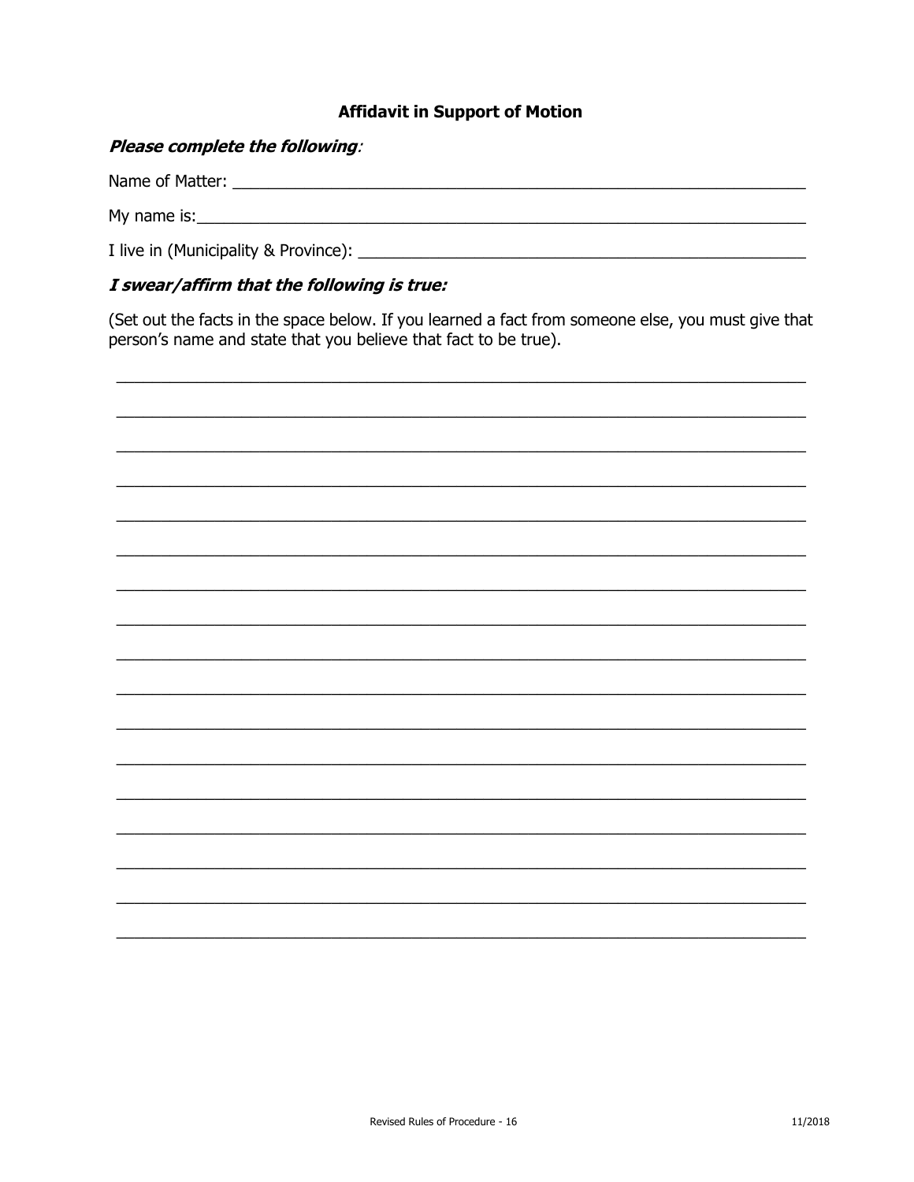### Affidavit in Support of Motion

***Please complete the following*:**

Name of Matter: ____________________________________________________________

My name is:_________________________________________________________________

I live in (Municipality & Province): ______________________________________________

***I swear/affirm that the following is true:***

(Set out the facts in the space below. If you learned a fact from someone else, you must give that person's name and state that you believe that fact to be true).

_____________________________________________________________________________

_____________________________________________________________________________

_____________________________________________________________________________

_____________________________________________________________________________

_____________________________________________________________________________

_____________________________________________________________________________

_____________________________________________________________________________

_____________________________________________________________________________

_____________________________________________________________________________

_____________________________________________________________________________

_____________________________________________________________________________

_____________________________________________________________________________

_____________________________________________________________________________

_____________________________________________________________________________

_____________________________________________________________________________

_____________________________________________________________________________

_____________________________________________________________________________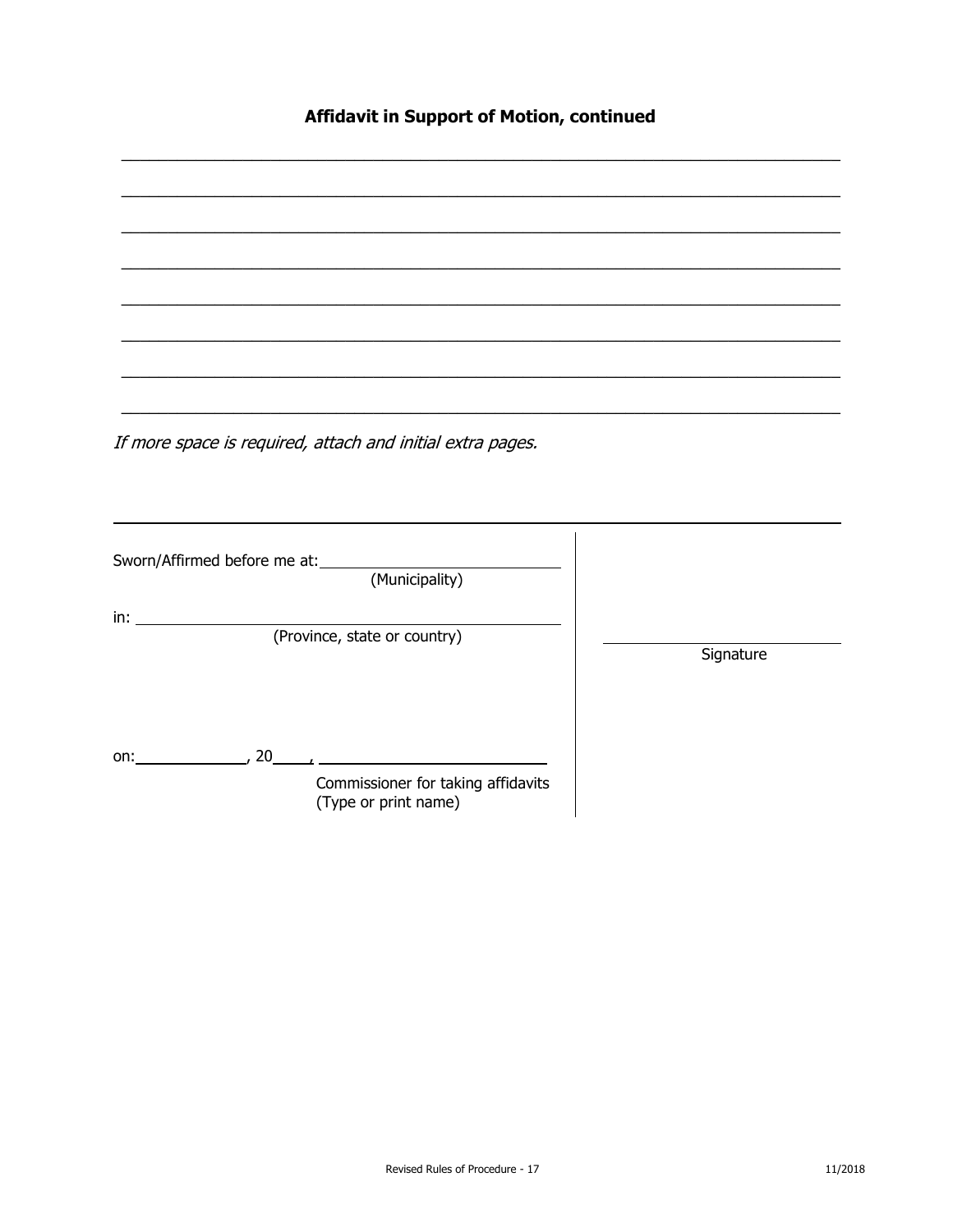## Affidavit in Support of Motion, continued

_______________________________________________________________________________

_______________________________________________________________________________

_______________________________________________________________________________

_______________________________________________________________________________

_______________________________________________________________________________

_______________________________________________________________________________

_______________________________________________________________________________

_______________________________________________________________________________

*If more space is required, attach and initial extra pages.*

---

| | |
|---|---|
| Sworn/Affirmed before me at: ______________________ (Municipality) | |
| in: ______________________ (Province, state or country) | ______________________ Signature |
| on: ____________, 20____, ______________________ Commissioner for taking affidavits (Type or print name) | |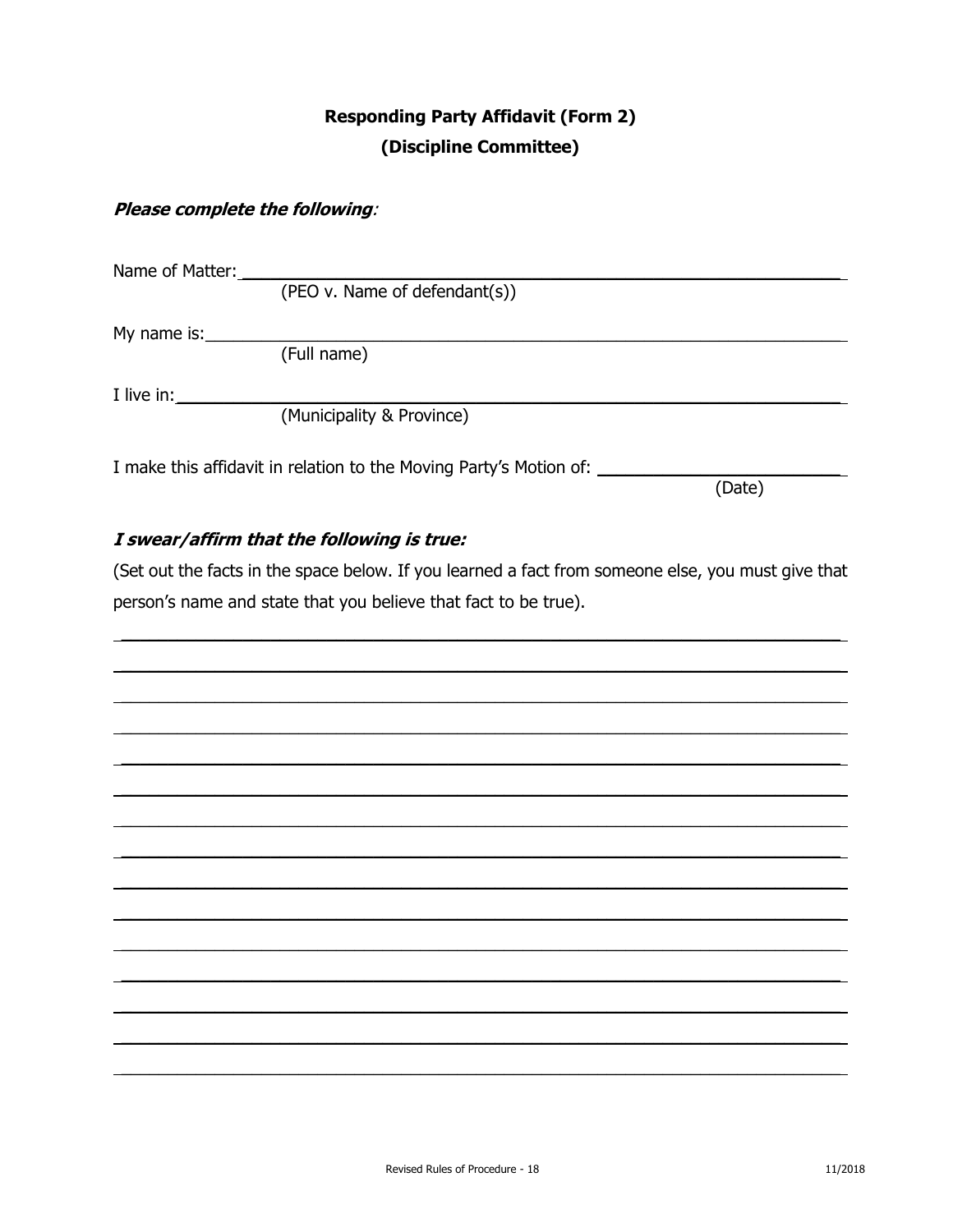**Responding Party Affidavit (Form 2)**

**(Discipline Committee)**

***Please complete the following***:

Name of Matter: ______________________________________________
(PEO v. Name of defendant(s))

My name is: ______________________________________________
(Full name)

I live in: ______________________________________________
(Municipality & Province)

I make this affidavit in relation to the Moving Party's Motion of: ____________________
(Date)

***I swear/affirm that the following is true:***

(Set out the facts in the space below. If you learned a fact from someone else, you must give that person's name and state that you believe that fact to be true).

______________________________________________________________________

______________________________________________________________________

______________________________________________________________________

______________________________________________________________________

______________________________________________________________________

______________________________________________________________________

______________________________________________________________________

______________________________________________________________________

______________________________________________________________________

______________________________________________________________________

______________________________________________________________________

______________________________________________________________________

______________________________________________________________________

______________________________________________________________________

______________________________________________________________________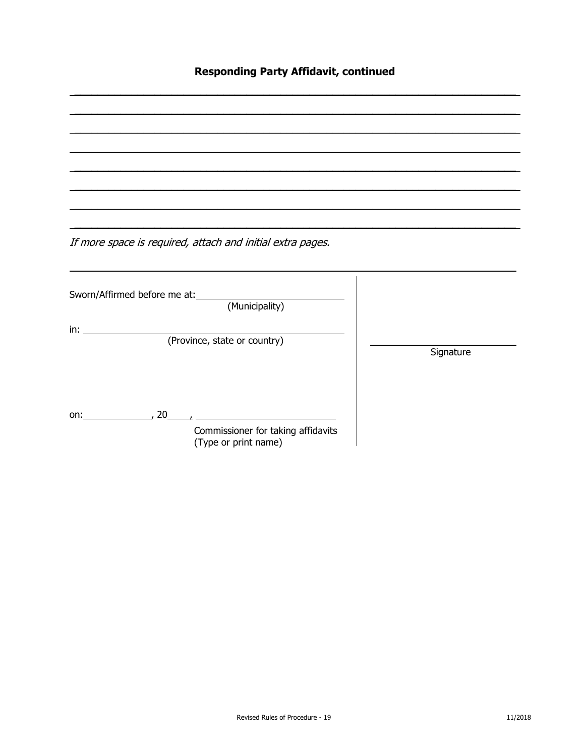## Responding Party Affidavit, continued

\_\_\_\_\_\_\_\_\_\_\_\_\_\_\_\_\_\_\_\_\_\_\_\_\_\_\_\_\_\_\_\_\_\_\_\_\_\_\_\_\_\_\_\_\_\_\_\_\_\_\_\_\_\_\_\_\_\_\_\_\_\_\_\_\_\_\_\_\_\_

\_\_\_\_\_\_\_\_\_\_\_\_\_\_\_\_\_\_\_\_\_\_\_\_\_\_\_\_\_\_\_\_\_\_\_\_\_\_\_\_\_\_\_\_\_\_\_\_\_\_\_\_\_\_\_\_\_\_\_\_\_\_\_\_\_\_\_\_\_\_

\_\_\_\_\_\_\_\_\_\_\_\_\_\_\_\_\_\_\_\_\_\_\_\_\_\_\_\_\_\_\_\_\_\_\_\_\_\_\_\_\_\_\_\_\_\_\_\_\_\_\_\_\_\_\_\_\_\_\_\_\_\_\_\_\_\_\_\_\_\_

\_\_\_\_\_\_\_\_\_\_\_\_\_\_\_\_\_\_\_\_\_\_\_\_\_\_\_\_\_\_\_\_\_\_\_\_\_\_\_\_\_\_\_\_\_\_\_\_\_\_\_\_\_\_\_\_\_\_\_\_\_\_\_\_\_\_\_\_\_\_

\_\_\_\_\_\_\_\_\_\_\_\_\_\_\_\_\_\_\_\_\_\_\_\_\_\_\_\_\_\_\_\_\_\_\_\_\_\_\_\_\_\_\_\_\_\_\_\_\_\_\_\_\_\_\_\_\_\_\_\_\_\_\_\_\_\_\_\_\_\_

\_\_\_\_\_\_\_\_\_\_\_\_\_\_\_\_\_\_\_\_\_\_\_\_\_\_\_\_\_\_\_\_\_\_\_\_\_\_\_\_\_\_\_\_\_\_\_\_\_\_\_\_\_\_\_\_\_\_\_\_\_\_\_\_\_\_\_\_\_\_

\_\_\_\_\_\_\_\_\_\_\_\_\_\_\_\_\_\_\_\_\_\_\_\_\_\_\_\_\_\_\_\_\_\_\_\_\_\_\_\_\_\_\_\_\_\_\_\_\_\_\_\_\_\_\_\_\_\_\_\_\_\_\_\_\_\_\_\_\_\_

\_\_\_\_\_\_\_\_\_\_\_\_\_\_\_\_\_\_\_\_\_\_\_\_\_\_\_\_\_\_\_\_\_\_\_\_\_\_\_\_\_\_\_\_\_\_\_\_\_\_\_\_\_\_\_\_\_\_\_\_\_\_\_\_\_\_\_\_\_\_

*If more space is required, attach and initial extra pages.*

| | |
|---|---|
| Sworn/Affirmed before me at: \_\_\_\_\_\_\_\_\_\_\_\_\_\_\_\_\_\_\_\_\_\_\_\_ (Municipality) | |
| in: \_\_\_\_\_\_\_\_\_\_\_\_\_\_\_\_\_\_\_\_\_\_\_\_\_\_\_\_\_\_\_\_\_\_\_\_ (Province, state or country) | \_\_\_\_\_\_\_\_\_\_\_\_\_\_\_\_\_\_\_\_\_\_\_\_ Signature |
| on: \_\_\_\_\_\_\_\_\_\_\_\_, 20\_\_\_\_, \_\_\_\_\_\_\_\_\_\_\_\_\_\_\_\_\_\_\_\_\_\_\_\_ Commissioner for taking affidavits (Type or print name) | |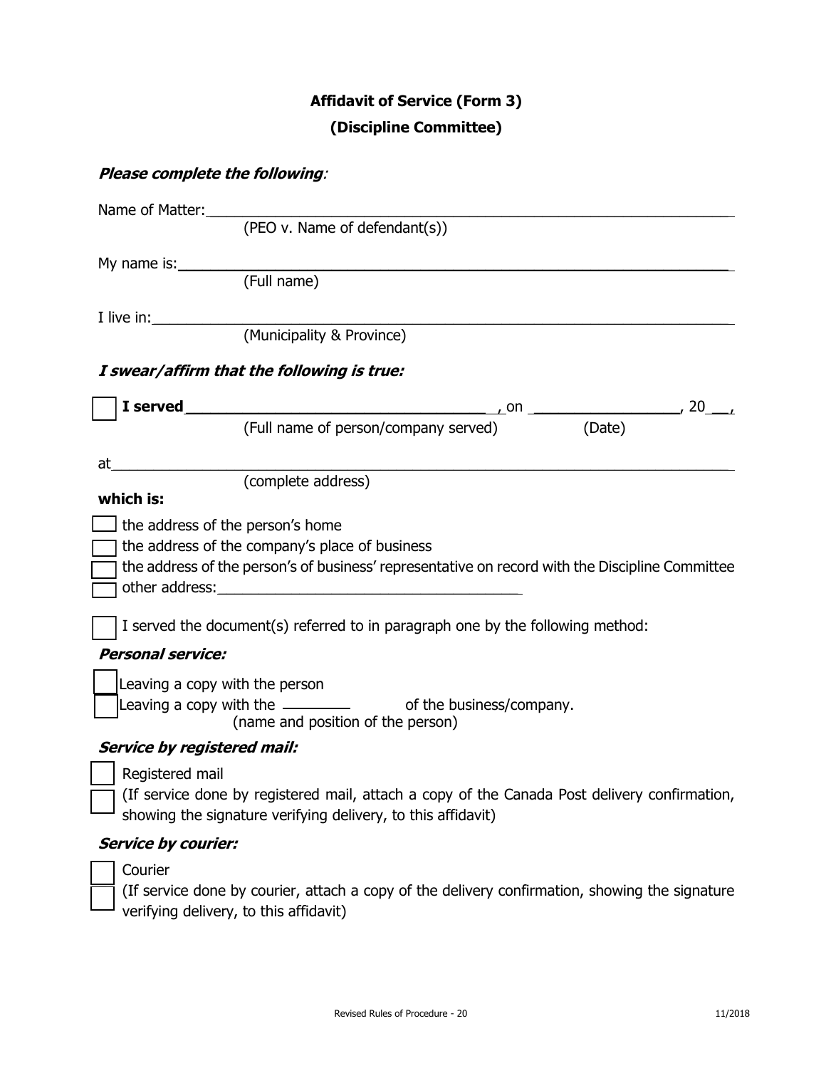# Affidavit of Service (Form 3)

## (Discipline Committee)

***Please complete the following*:**

Name of Matter: ______________________________________________
(PEO v. Name of defendant(s))

My name is: ______________________________________________
(Full name)

I live in: ______________________________________________
(Municipality & Province)

***I swear/affirm that the following is true:***

☐ **I served** ______________________________, on ______________, 20__,
(Full name of person/company served) (Date)

at ______________________________________________
(complete address)

**which is:**

☐ the address of the person's home
☐ the address of the company's place of business
☐ the address of the person's of business' representative on record with the Discipline Committee
☐ other address: ______________________________

☐ I served the document(s) referred to in paragraph one by the following method:

***Personal service:***

☐ Leaving a copy with the person
☐ Leaving a copy with the ________ of the business/company.
(name and position of the person)

***Service by registered mail:***

☐ Registered mail
☐ (If service done by registered mail, attach a copy of the Canada Post delivery confirmation, showing the signature verifying delivery, to this affidavit)

***Service by courier:***

☐ Courier
☐ (If service done by courier, attach a copy of the delivery confirmation, showing the signature verifying delivery, to this affidavit)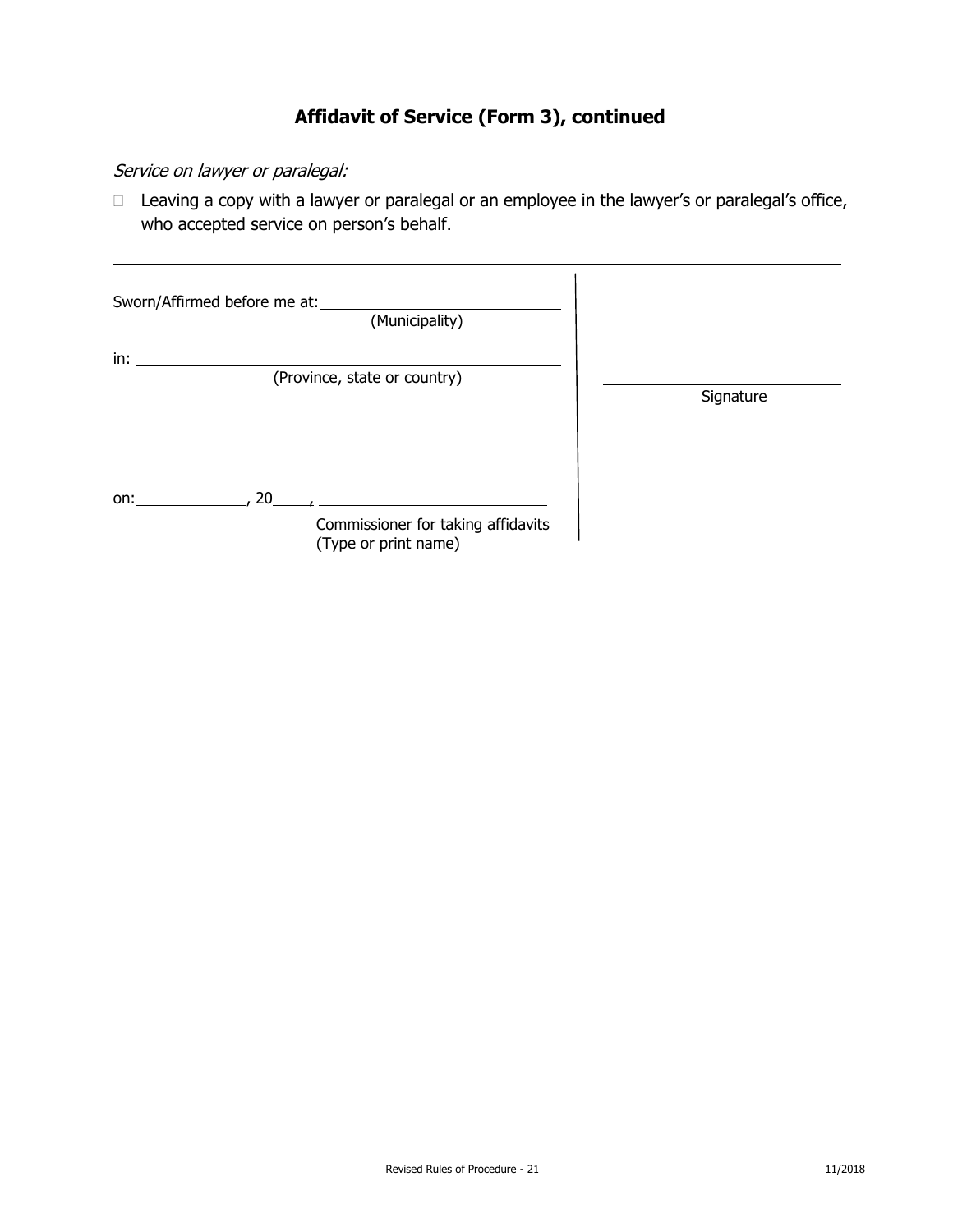## Affidavit of Service (Form 3), continued

*Service on lawyer or paralegal:*

☐ Leaving a copy with a lawyer or paralegal or an employee in the lawyer's or paralegal's office, who accepted service on person's behalf.

---

Sworn/Affirmed before me at: ______________________________
(Municipality)

in: ______________________________
(Province, state or country)

on: ______________, 20____, ______________________________
Commissioner for taking affidavits
(Type or print name)

______________________________
Signature